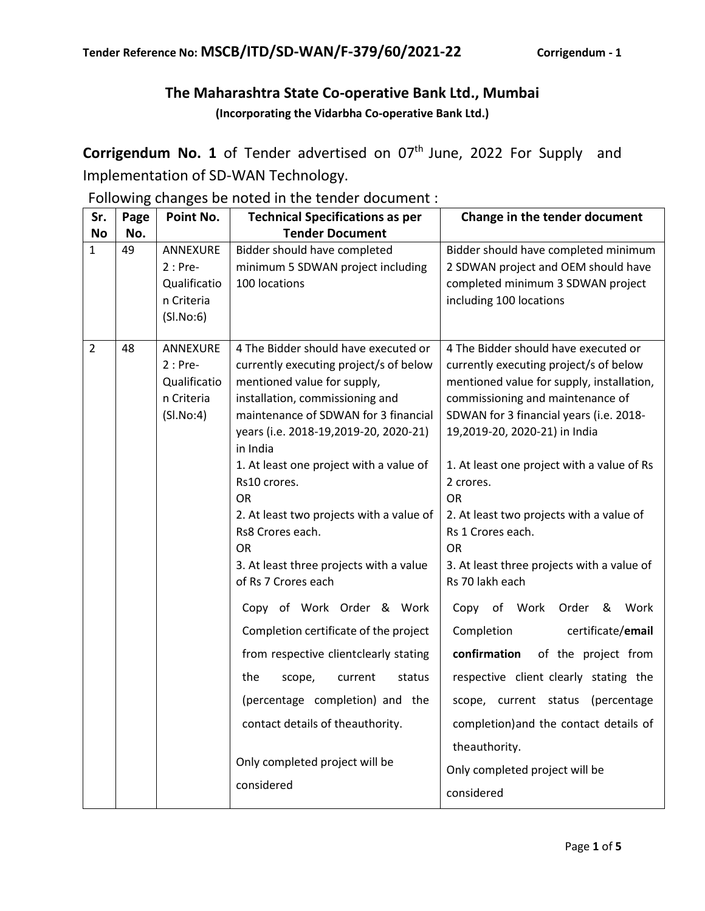**Tender Reference No: MSCB/ITD/SD-WAN/F-379/60/2021-22** **Corrigendum - 1**

## The Maharashtra State Co-operative Bank Ltd., Mumbai

**(Incorporating the Vidarbha Co-operative Bank Ltd.)**

**Corrigendum No. 1** of Tender advertised on 07th June, 2022 For Supply and Implementation of SD-WAN Technology.

Following changes be noted in the tender document :

| Sr. No | Page No. | Point No. | Technical Specifications as per Tender Document | Change in the tender document |
|---|---|---|---|---|
| 1 | 49 | ANNEXURE 2 : Pre-Qualification Criteria (Sl.No:6) | Bidder should have completed minimum 5 SDWAN project including 100 locations | Bidder should have completed minimum 2 SDWAN project and OEM should have completed minimum 3 SDWAN project including 100 locations |
| 2 | 48 | ANNEXURE 2 : Pre-Qualification Criteria (Sl.No:4) | 4 The Bidder should have executed or currently executing project/s of below mentioned value for supply, installation, commissioning and maintenance of SDWAN for 3 financial years (i.e. 2018-19,2019-20, 2020-21) in India<br>1. At least one project with a value of Rs10 crores.<br>OR<br>2. At least two projects with a value of Rs8 Crores each.<br>OR<br>3. At least three projects with a value of Rs 7 Crores each<br>Copy of Work Order & Work Completion certificate of the project from respective clientclearly stating the scope, current status (percentage completion) and the contact details of theauthority.<br>Only completed project will be considered | 4 The Bidder should have executed or currently executing project/s of below mentioned value for supply, installation, commissioning and maintenance of SDWAN for 3 financial years (i.e. 2018-19,2019-20, 2020-21) in India<br>1. At least one project with a value of Rs 2 crores.<br>OR<br>2. At least two projects with a value of Rs 1 Crores each.<br>OR<br>3. At least three projects with a value of Rs 70 lakh each<br>Copy of Work Order & Work Completion certificate/**email confirmation** of the project from respective client clearly stating the scope, current status (percentage completion)and the contact details of theauthority.<br>Only completed project will be considered |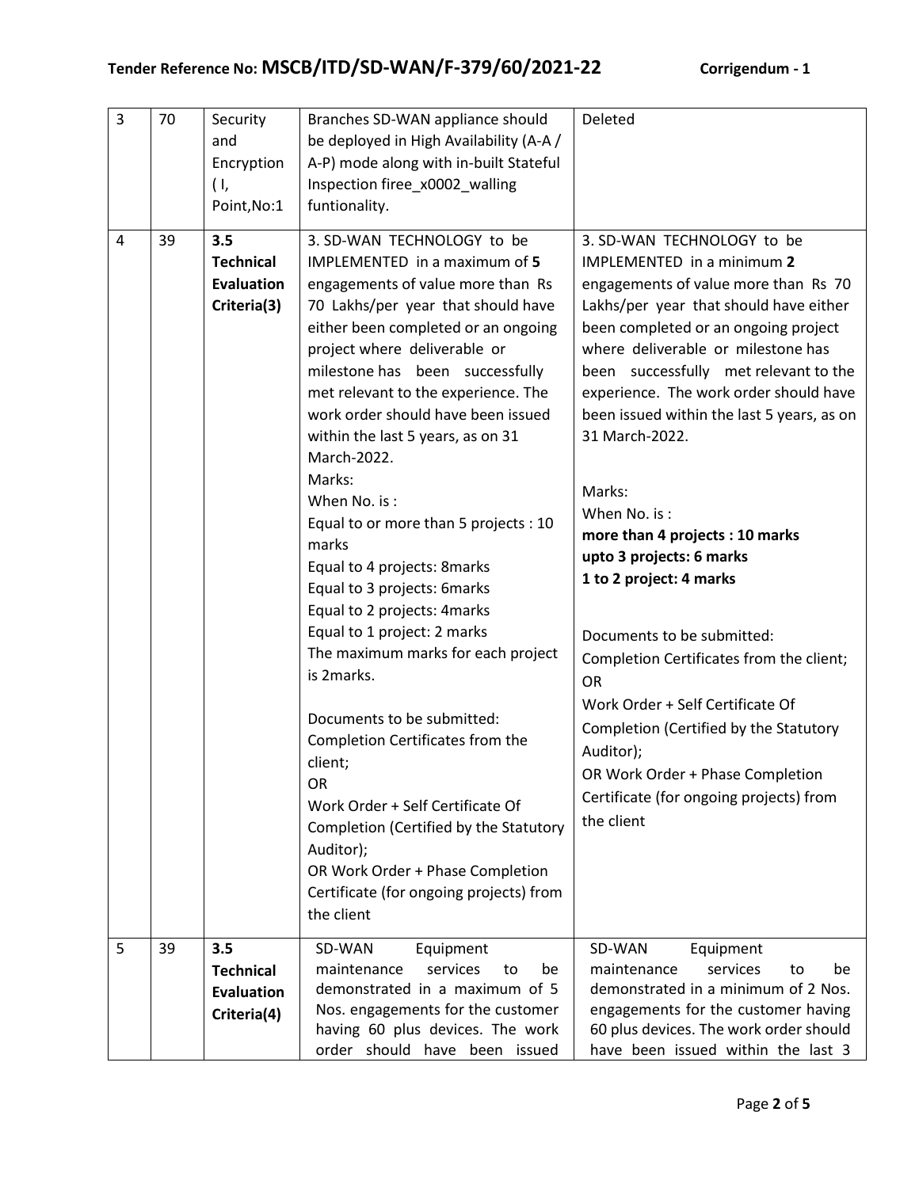| 3 | 70 | Security and Encryption ( I, Point,No:1 | Branches SD-WAN appliance should be deployed in High Availability (A-A / A-P) mode along with in-built Stateful Inspection firee_x0002_walling funtionality. | Deleted |
|---|---|---|---|---|
| 4 | 39 | **3.5 Technical Evaluation Criteria(3)** | 3. SD-WAN TECHNOLOGY to be IMPLEMENTED in a maximum of **5** engagements of value more than Rs 70 Lakhs/per year that should have either been completed or an ongoing project where deliverable or milestone has been successfully met relevant to the experience. The work order should have been issued within the last 5 years, as on 31 March-2022.<br>Marks:<br>When No. is :<br>Equal to or more than 5 projects : 10 marks<br>Equal to 4 projects: 8marks<br>Equal to 3 projects: 6marks<br>Equal to 2 projects: 4marks<br>Equal to 1 project: 2 marks<br>The maximum marks for each project is 2marks.<br><br>Documents to be submitted:<br>Completion Certificates from the client;<br>OR<br>Work Order + Self Certificate Of Completion (Certified by the Statutory Auditor);<br>OR Work Order + Phase Completion Certificate (for ongoing projects) from the client | 3. SD-WAN TECHNOLOGY to be IMPLEMENTED in a minimum **2** engagements of value more than Rs 70 Lakhs/per year that should have either been completed or an ongoing project where deliverable or milestone has been successfully met relevant to the experience. The work order should have been issued within the last 5 years, as on 31 March-2022.<br><br>Marks:<br>When No. is :<br>**more than 4 projects : 10 marks**<br>**upto 3 projects: 6 marks**<br>**1 to 2 project: 4 marks**<br><br>Documents to be submitted:<br>Completion Certificates from the client;<br>OR<br>Work Order + Self Certificate Of Completion (Certified by the Statutory Auditor);<br>OR Work Order + Phase Completion Certificate (for ongoing projects) from the client |
| 5 | 39 | **3.5 Technical Evaluation Criteria(4)** | SD-WAN Equipment maintenance services to be demonstrated in a maximum of 5 Nos. engagements for the customer having 60 plus devices. The work order should have been issued | SD-WAN Equipment maintenance services to be demonstrated in a minimum of 2 Nos. engagements for the customer having 60 plus devices. The work order should have been issued within the last 3 |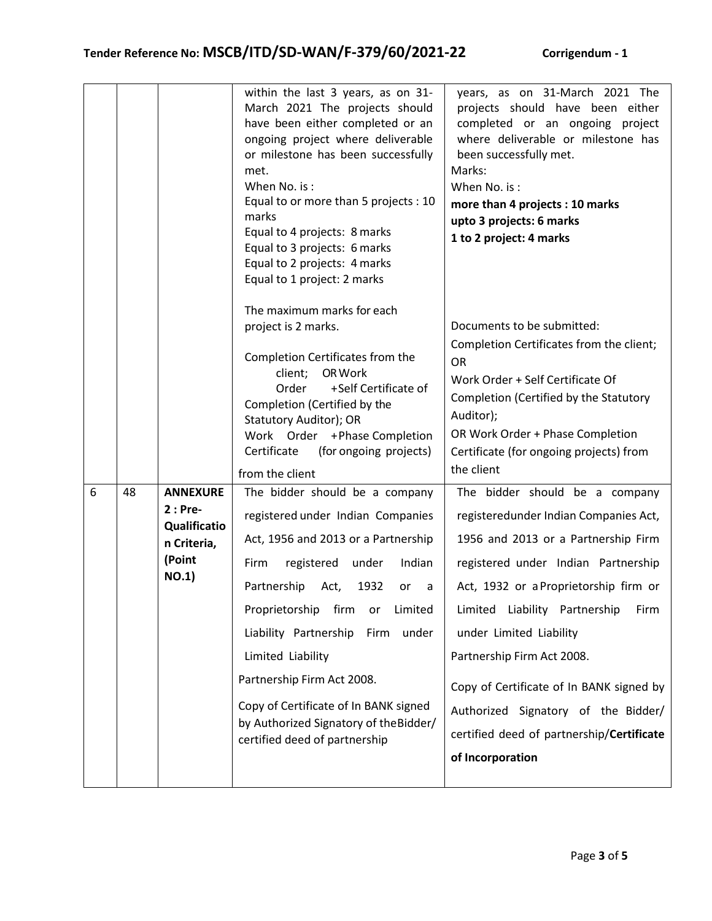| | | | within the last 3 years, as on 31-March 2021 The projects should have been either completed or an ongoing project where deliverable or milestone has been successfully met.<br>When No. is :<br>Equal to or more than 5 projects : 10 marks<br>Equal to 4 projects: 8 marks<br>Equal to 3 projects: 6 marks<br>Equal to 2 projects: 4 marks<br>Equal to 1 project: 2 marks<br><br>The maximum marks for each project is 2 marks.<br><br>Completion Certificates from the client; OR Work Order +Self Certificate of Completion (Certified by the Statutory Auditor); OR Work Order +Phase Completion Certificate (for ongoing projects) from the client | years, as on 31-March 2021 The projects should have been either completed or an ongoing project where deliverable or milestone has been successfully met.<br>Marks:<br>When No. is :<br>**more than 4 projects : 10 marks**<br>**upto 3 projects: 6 marks**<br>**1 to 2 project: 4 marks**<br><br>Documents to be submitted:<br>Completion Certificates from the client;<br>OR<br>Work Order + Self Certificate Of Completion (Certified by the Statutory Auditor);<br>OR Work Order + Phase Completion Certificate (for ongoing projects) from the client |
|---|---|---|---|---|
| 6 | 48 | **ANNEXURE 2 : Pre-Qualification Criteria, (Point NO.1)** | The bidder should be a company registered under Indian Companies Act, 1956 and 2013 or a Partnership Firm registered under Indian Partnership Act, 1932 or a Proprietorship firm or Limited Liability Partnership Firm under Limited Liability Partnership Firm Act 2008.<br><br>Copy of Certificate of In BANK signed by Authorized Signatory of the Bidder/ certified deed of partnership | The bidder should be a company registeredunder Indian Companies Act, 1956 and 2013 or a Partnership Firm registered under Indian Partnership Act, 1932 or a Proprietorship firm or Limited Liability Partnership Firm under Limited Liability Partnership Firm Act 2008.<br><br>Copy of Certificate of In BANK signed by Authorized Signatory of the Bidder/ certified deed of partnership/**Certificate of Incorporation** |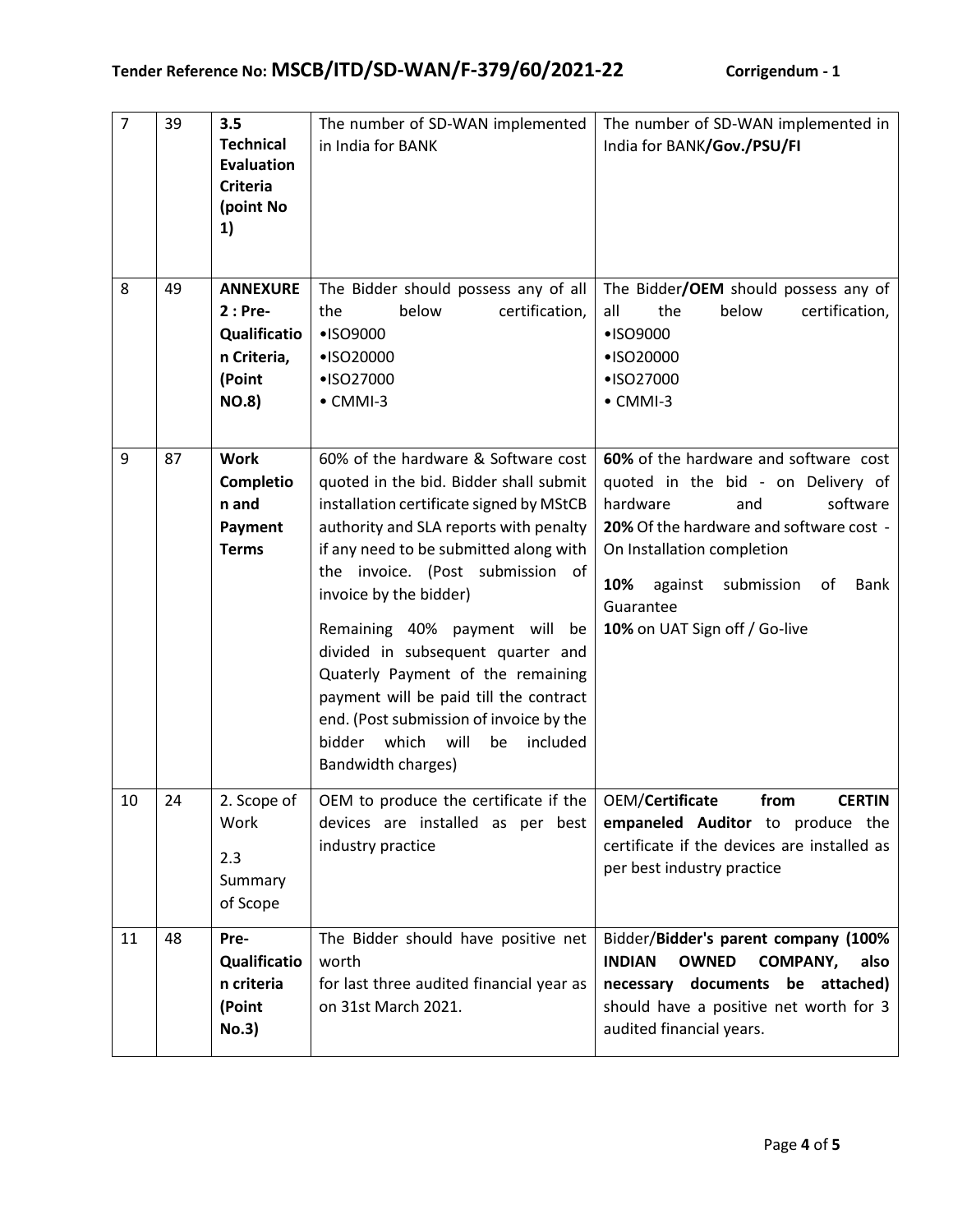| 7 | 39 | **3.5 Technical Evaluation Criteria (point No 1)** | The number of SD-WAN implemented in India for BANK | The number of SD-WAN implemented in India for BANK**/Gov./PSU/FI** |
|---|---|---|---|---|
| 8 | 49 | **ANNEXURE 2 : Pre-Qualification Criteria, (Point NO.8)** | The Bidder should possess any of all the below certification,<br>•ISO9000<br>•ISO20000<br>•ISO27000<br>• CMMI-3 | The Bidder**/OEM** should possess any of all the below certification,<br>•ISO9000<br>•ISO20000<br>•ISO27000<br>• CMMI-3 |
| 9 | 87 | **Work Completion and Payment Terms** | 60% of the hardware & Software cost quoted in the bid. Bidder shall submit installation certificate signed by MStCB authority and SLA reports with penalty if any need to be submitted along with the invoice. (Post submission of invoice by the bidder)<br><br>Remaining 40% payment will be divided in subsequent quarter and Quaterly Payment of the remaining payment will be paid till the contract end. (Post submission of invoice by the bidder which will be included Bandwidth charges) | **60%** of the hardware and software cost quoted in the bid - on Delivery of hardware and software<br>**20%** Of the hardware and software cost - On Installation completion<br>**10%** against submission of Bank Guarantee<br>**10%** on UAT Sign off / Go-live |
| 10 | 24 | 2. Scope of Work<br>2.3 Summary of Scope | OEM to produce the certificate if the devices are installed as per best industry practice | OEM/**Certificate from CERTIN empaneled Auditor** to produce the certificate if the devices are installed as per best industry practice |
| 11 | 48 | **Pre-Qualification criteria (Point No.3)** | The Bidder should have positive net worth for last three audited financial year as on 31st March 2021. | Bidder/**Bidder's parent company (100% INDIAN OWNED COMPANY, also necessary documents be attached)** should have a positive net worth for 3 audited financial years. |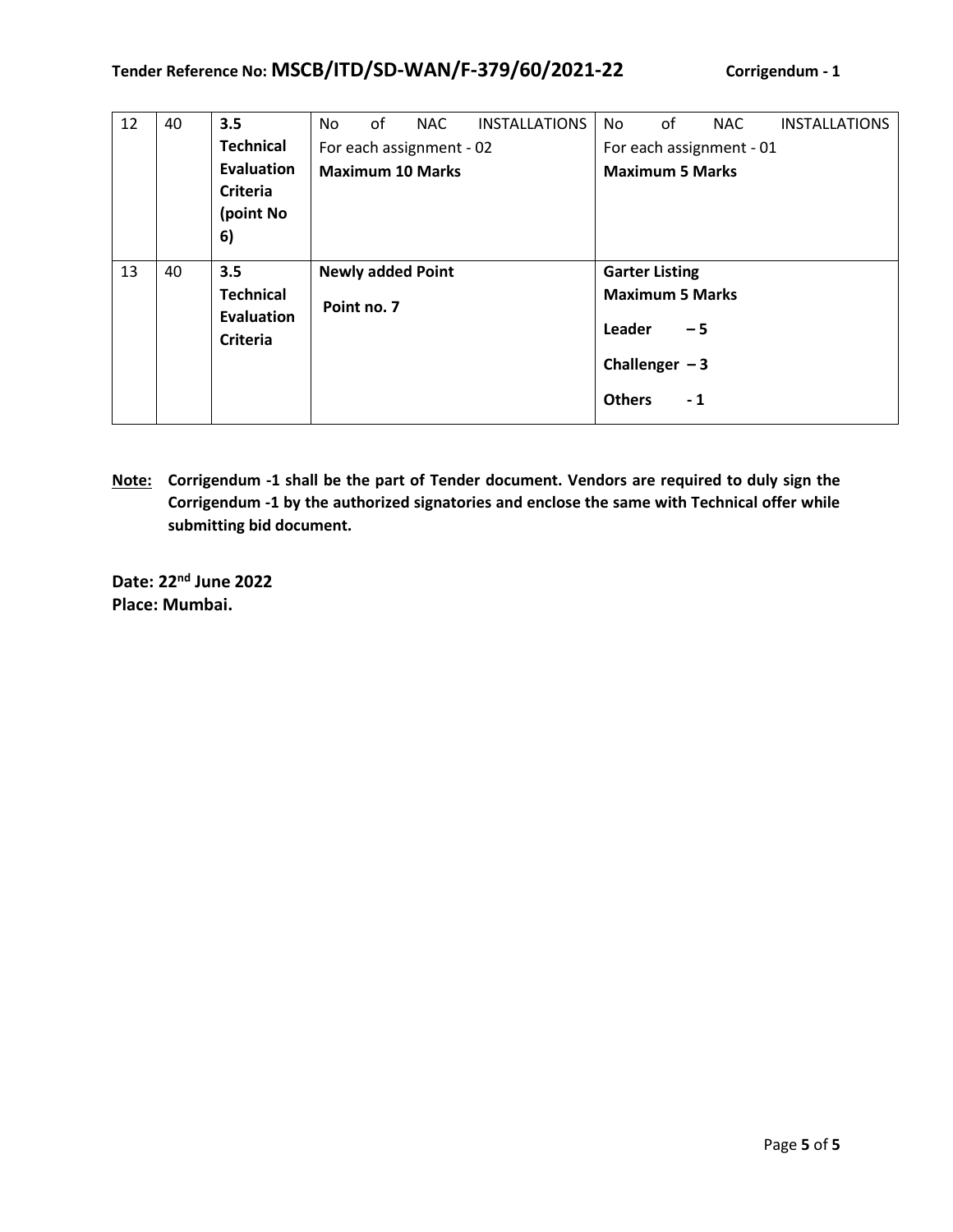| | | | | |
|---|---|---|---|---|
| 12 | 40 | **3.5 Technical Evaluation Criteria (point No 6)** | No of NAC INSTALLATIONS For each assignment - 02 **Maximum 10 Marks** | No of NAC INSTALLATIONS For each assignment - 01 **Maximum 5 Marks** |
| 13 | 40 | **3.5 Technical Evaluation Criteria** | **Newly added Point** **Point no. 7** | **Garter Listing** **Maximum 5 Marks** **Leader – 5** **Challenger – 3** **Others - 1** |

**<u>Note:</u> Corrigendum -1 shall be the part of Tender document. Vendors are required to duly sign the Corrigendum -1 by the authorized signatories and enclose the same with Technical offer while submitting bid document.**

**Date: 22nd June 2022**
**Place: Mumbai.**